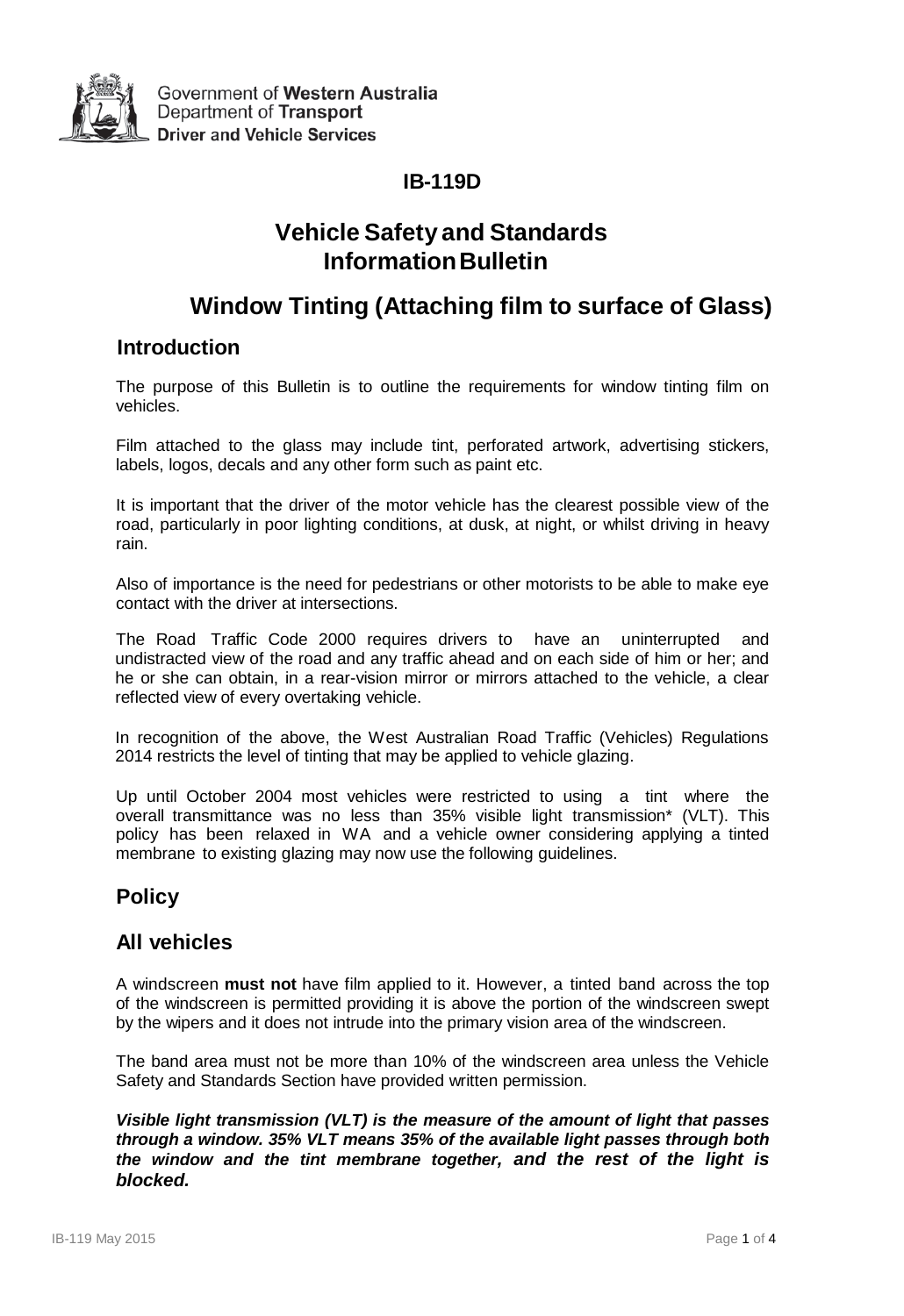Government of **Western Australia**
Department of **Transport**
**Driver and Vehicle Services**

**IB-119D**

# Vehicle Safety and Standards Information Bulletin

# Window Tinting (Attaching film to surface of Glass)

## Introduction

The purpose of this Bulletin is to outline the requirements for window tinting film on vehicles.

Film attached to the glass may include tint, perforated artwork, advertising stickers, labels, logos, decals and any other form such as paint etc.

It is important that the driver of the motor vehicle has the clearest possible view of the road, particularly in poor lighting conditions, at dusk, at night, or whilst driving in heavy rain.

Also of importance is the need for pedestrians or other motorists to be able to make eye contact with the driver at intersections.

The Road Traffic Code 2000 requires drivers to have an uninterrupted and undistracted view of the road and any traffic ahead and on each side of him or her; and he or she can obtain, in a rear-vision mirror or mirrors attached to the vehicle, a clear reflected view of every overtaking vehicle.

In recognition of the above, the West Australian Road Traffic (Vehicles) Regulations 2014 restricts the level of tinting that may be applied to vehicle glazing.

Up until October 2004 most vehicles were restricted to using a tint where the overall transmittance was no less than 35% visible light transmission* (VLT). This policy has been relaxed in WA and a vehicle owner considering applying a tinted membrane to existing glazing may now use the following guidelines.

## Policy

## All vehicles

A windscreen **must not** have film applied to it. However, a tinted band across the top of the windscreen is permitted providing it is above the portion of the windscreen swept by the wipers and it does not intrude into the primary vision area of the windscreen.

The band area must not be more than 10% of the windscreen area unless the Vehicle Safety and Standards Section have provided written permission.

***Visible light transmission (VLT) is the measure of the amount of light that passes through a window. 35% VLT means 35% of the available light passes through both the window and the tint membrane together, and the rest of the light is blocked.***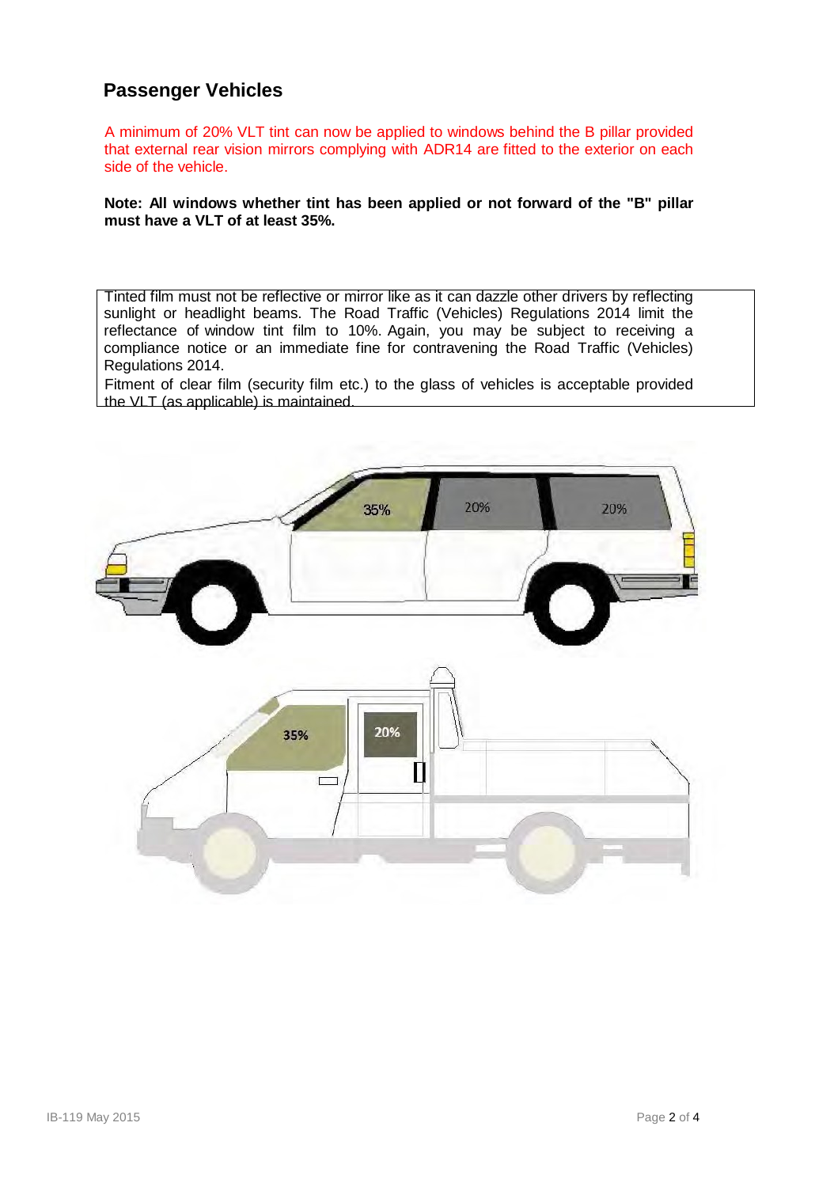## Passenger Vehicles

A minimum of 20% VLT tint can now be applied to windows behind the B pillar provided that external rear vision mirrors complying with ADR14 are fitted to the exterior on each side of the vehicle.

**Note: All windows whether tint has been applied or not forward of the "B" pillar must have a VLT of at least 35%.**

Tinted film must not be reflective or mirror like as it can dazzle other drivers by reflecting sunlight or headlight beams. The Road Traffic (Vehicles) Regulations 2014 limit the reflectance of window tint film to 10%. Again, you may be subject to receiving a compliance notice or an immediate fine for contravening the Road Traffic (Vehicles) Regulations 2014.
Fitment of clear film (security film etc.) to the glass of vehicles is acceptable provided the VLT (as applicable) is maintained.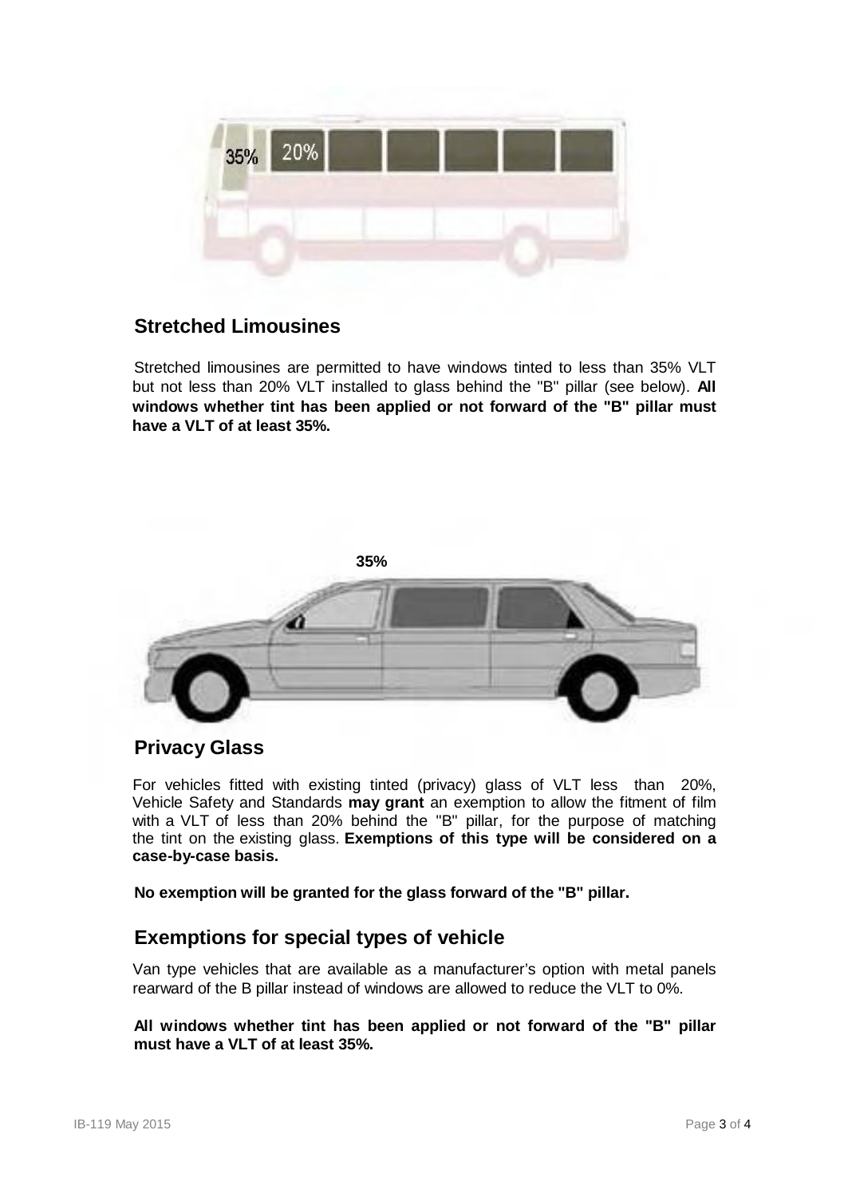35% 20%

## Stretched Limousines

Stretched limousines are permitted to have windows tinted to less than 35% VLT but not less than 20% VLT installed to glass behind the "B" pillar (see below). **All windows whether tint has been applied or not forward of the "B" pillar must have a VLT of at least 35%.**

**35%**

## Privacy Glass

For vehicles fitted with existing tinted (privacy) glass of VLT less than 20%, Vehicle Safety and Standards **may grant** an exemption to allow the fitment of film with a VLT of less than 20% behind the "B" pillar, for the purpose of matching the tint on the existing glass. **Exemptions of this type will be considered on a case-by-case basis.**

**No exemption will be granted for the glass forward of the "B" pillar.**

## Exemptions for special types of vehicle

Van type vehicles that are available as a manufacturer's option with metal panels rearward of the B pillar instead of windows are allowed to reduce the VLT to 0%.

**All windows whether tint has been applied or not forward of the "B" pillar must have a VLT of at least 35%.**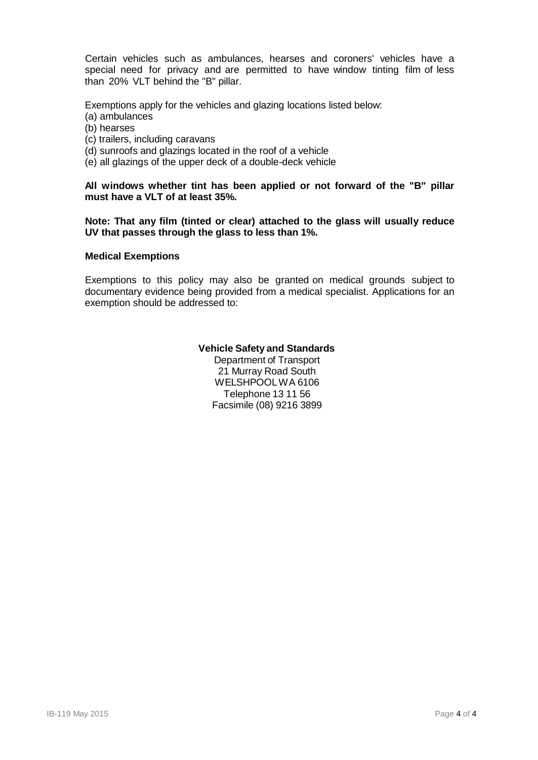Certain vehicles such as ambulances, hearses and coroners' vehicles have a special need for privacy and are permitted to have window tinting film of less than 20% VLT behind the "B" pillar.

Exemptions apply for the vehicles and glazing locations listed below:

(a) ambulances
(b) hearses
(c) trailers, including caravans
(d) sunroofs and glazings located in the roof of a vehicle
(e) all glazings of the upper deck of a double-deck vehicle

**All windows whether tint has been applied or not forward of the "B" pillar must have a VLT of at least 35%.**

**Note: That any film (tinted or clear) attached to the glass will usually reduce UV that passes through the glass to less than 1%.**

**Medical Exemptions**

Exemptions to this policy may also be granted on medical grounds subject to documentary evidence being provided from a medical specialist. Applications for an exemption should be addressed to:

**Vehicle Safety and Standards**
Department of Transport
21 Murray Road South
WELSHPOOL WA 6106
Telephone 13 11 56
Facsimile (08) 9216 3899

IB-119 May 2015